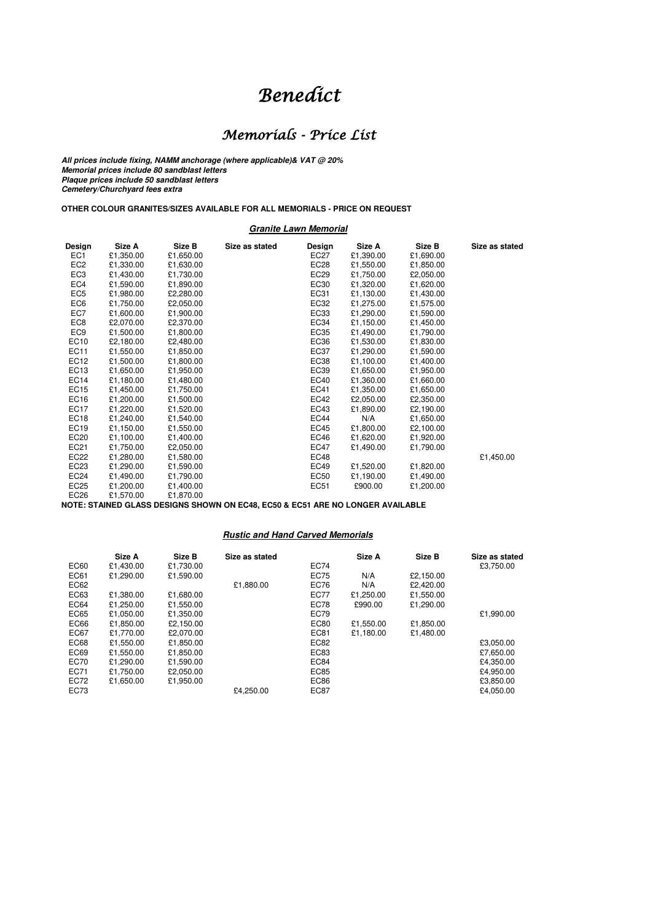# *Benedict*

## *Memorials - Price List*

***All prices include fixing, NAMM anchorage (where applicable)& VAT @ 20%***
***Memorial prices include 80 sandblast letters***
***Plaque prices include 50 sandblast letters***
***Cemetery/Churchyard fees extra***

**OTHER COLOUR GRANITES/SIZES AVAILABLE FOR ALL MEMORIALS - PRICE ON REQUEST**

### ***Granite Lawn Memorial***

| Design | Size A | Size B | Size as stated | Design | Size A | Size B | Size as stated |
|---|---|---|---|---|---|---|---|
| EC1 | £1,350.00 | £1,650.00 | | EC27 | £1,390.00 | £1,690.00 | |
| EC2 | £1,330.00 | £1,630.00 | | EC28 | £1,550.00 | £1,850.00 | |
| EC3 | £1,430.00 | £1,730.00 | | EC29 | £1,750.00 | £2,050.00 | |
| EC4 | £1,590.00 | £1,890.00 | | EC30 | £1,320.00 | £1,620.00 | |
| EC5 | £1,980.00 | £2,280.00 | | EC31 | £1,130.00 | £1,430.00 | |
| EC6 | £1,750.00 | £2,050.00 | | EC32 | £1,275.00 | £1,575.00 | |
| EC7 | £1,600.00 | £1,900.00 | | EC33 | £1,290.00 | £1,590.00 | |
| EC8 | £2,070.00 | £2,370.00 | | EC34 | £1,150.00 | £1,450.00 | |
| EC9 | £1,500.00 | £1,800.00 | | EC35 | £1,490.00 | £1,790.00 | |
| EC10 | £2,180.00 | £2,480.00 | | EC36 | £1,530.00 | £1,830.00 | |
| EC11 | £1,550.00 | £1,850.00 | | EC37 | £1,290.00 | £1,590.00 | |
| EC12 | £1,500.00 | £1,800.00 | | EC38 | £1,100.00 | £1,400.00 | |
| EC13 | £1,650.00 | £1,950.00 | | EC39 | £1,650.00 | £1,950.00 | |
| EC14 | £1,180.00 | £1,480.00 | | EC40 | £1,360.00 | £1,660.00 | |
| EC15 | £1,450.00 | £1,750.00 | | EC41 | £1,350.00 | £1,650.00 | |
| EC16 | £1,200.00 | £1,500.00 | | EC42 | £2,050.00 | £2,350.00 | |
| EC17 | £1,220.00 | £1,520.00 | | EC43 | £1,890.00 | £2,190.00 | |
| EC18 | £1,240.00 | £1,540.00 | | EC44 | N/A | £1,650.00 | |
| EC19 | £1,150.00 | £1,550.00 | | EC45 | £1,800.00 | £2,100.00 | |
| EC20 | £1,100.00 | £1,400.00 | | EC46 | £1,620.00 | £1,920.00 | |
| EC21 | £1,750.00 | £2,050.00 | | EC47 | £1,490.00 | £1,790.00 | |
| EC22 | £1,280.00 | £1,580.00 | | EC48 | | | £1,450.00 |
| EC23 | £1,290.00 | £1,590.00 | | EC49 | £1,520.00 | £1,820.00 | |
| EC24 | £1,490.00 | £1,790.00 | | EC50 | £1,190.00 | £1,490.00 | |
| EC25 | £1,200.00 | £1,400.00 | | EC51 | £900.00 | £1,200.00 | |
| EC26 | £1,570.00 | £1,870.00 | | | | | |

**NOTE: STAINED GLASS DESIGNS SHOWN ON EC48, EC50 & EC51 ARE NO LONGER AVAILABLE**

### ***Rustic and Hand Carved Memorials***

| | Size A | Size B | Size as stated | | Size A | Size B | Size as stated |
|---|---|---|---|---|---|---|---|
| EC60 | £1,430.00 | £1,730.00 | | EC74 | | | £3,750.00 |
| EC61 | £1,290.00 | £1,590.00 | | EC75 | N/A | £2,150.00 | |
| EC62 | | | £1,880.00 | EC76 | N/A | £2,420.00 | |
| EC63 | £1,380.00 | £1,680.00 | | EC77 | £1,250.00 | £1,550.00 | |
| EC64 | £1,250.00 | £1,550.00 | | EC78 | £990.00 | £1,290.00 | |
| EC65 | £1,050.00 | £1,350.00 | | EC79 | | | £1,990.00 |
| EC66 | £1,850.00 | £2,150.00 | | EC80 | £1,550.00 | £1,850.00 | |
| EC67 | £1,770.00 | £2,070.00 | | EC81 | £1,180.00 | £1,480.00 | |
| EC68 | £1,550.00 | £1,850.00 | | EC82 | | | £3,050.00 |
| EC69 | £1,550.00 | £1,850.00 | | EC83 | | | £7,650.00 |
| EC70 | £1,290.00 | £1,590.00 | | EC84 | | | £4,350.00 |
| EC71 | £1,750.00 | £2,050.00 | | EC85 | | | £4,950.00 |
| EC72 | £1,650.00 | £1,950.00 | | EC86 | | | £3,850.00 |
| EC73 | | | £4,250.00 | EC87 | | | £4,050.00 |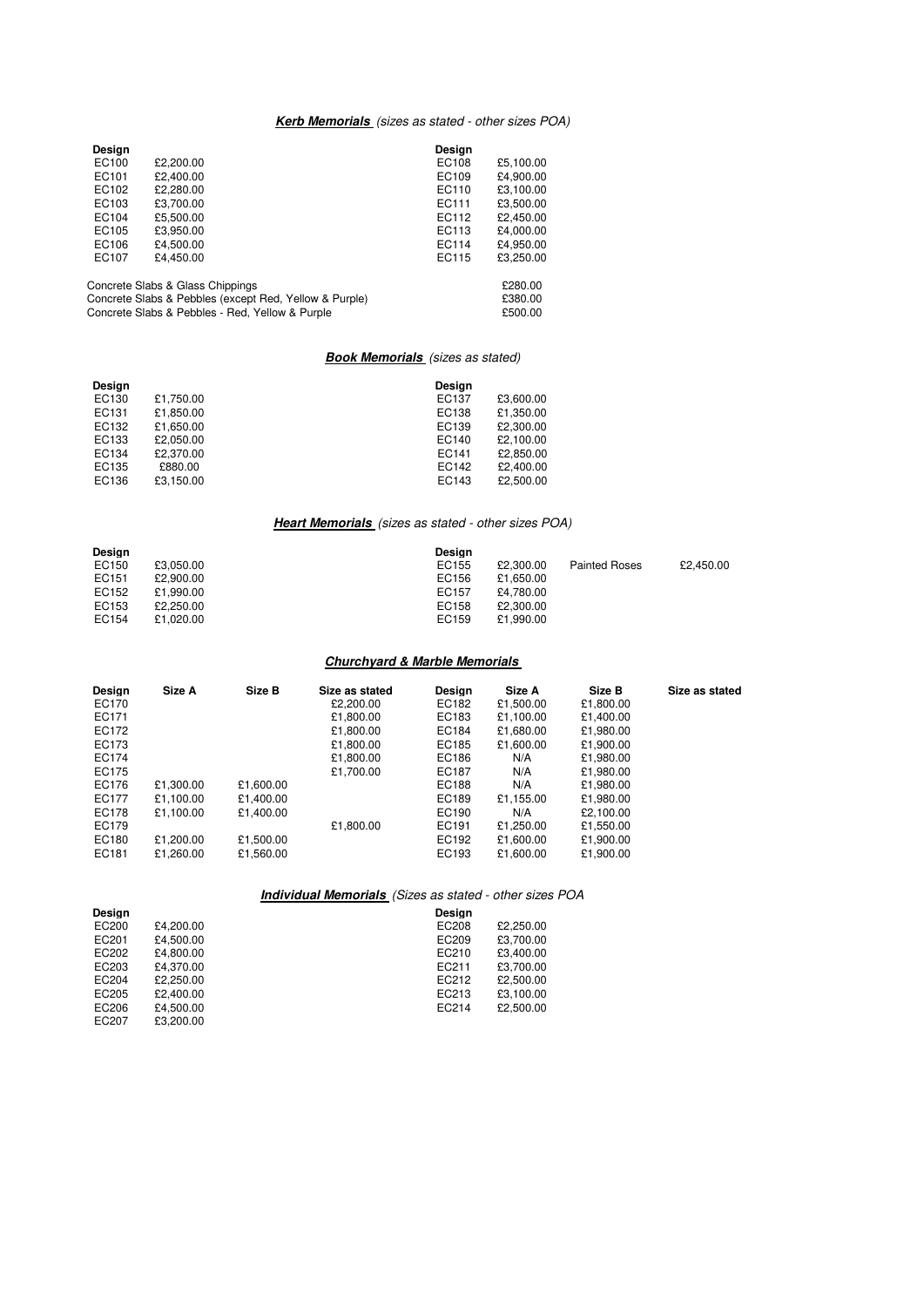***Kerb Memorials*** *(sizes as stated - other sizes POA)*

| Design | | Design | |
|---|---|---|---|
| EC100 | £2,200.00 | EC108 | £5,100.00 |
| EC101 | £2,400.00 | EC109 | £4,900.00 |
| EC102 | £2,280.00 | EC110 | £3,100.00 |
| EC103 | £3,700.00 | EC111 | £3,500.00 |
| EC104 | £5,500.00 | EC112 | £2,450.00 |
| EC105 | £3,950.00 | EC113 | £4,000.00 |
| EC106 | £4,500.00 | EC114 | £4,950.00 |
| EC107 | £4,450.00 | EC115 | £3,250.00 |

| | |
|---|---|
| Concrete Slabs & Glass Chippings | £280.00 |
| Concrete Slabs & Pebbles (except Red, Yellow & Purple) | £380.00 |
| Concrete Slabs & Pebbles - Red, Yellow & Purple | £500.00 |

***Book Memorials*** *(sizes as stated)*

| Design | | Design | |
|---|---|---|---|
| EC130 | £1,750.00 | EC137 | £3,600.00 |
| EC131 | £1,850.00 | EC138 | £1,350.00 |
| EC132 | £1,650.00 | EC139 | £2,300.00 |
| EC133 | £2,050.00 | EC140 | £2,100.00 |
| EC134 | £2,370.00 | EC141 | £2,850.00 |
| EC135 | £880.00 | EC142 | £2,400.00 |
| EC136 | £3,150.00 | EC143 | £2,500.00 |

***Heart Memorials*** *(sizes as stated - other sizes POA)*

| Design | | Design | | | |
|---|---|---|---|---|---|
| EC150 | £3,050.00 | EC155 | £2,300.00 | Painted Roses | £2,450.00 |
| EC151 | £2,900.00 | EC156 | £1,650.00 | | |
| EC152 | £1,990.00 | EC157 | £4,780.00 | | |
| EC153 | £2,250.00 | EC158 | £2,300.00 | | |
| EC154 | £1,020.00 | EC159 | £1,990.00 | | |

***Churchyard & Marble Memorials***

| Design | Size A | Size B | Size as stated | Design | Size A | Size B | Size as stated |
|---|---|---|---|---|---|---|---|
| EC170 | | | £2,200.00 | EC182 | £1,500.00 | £1,800.00 | |
| EC171 | | | £1,800.00 | EC183 | £1,100.00 | £1,400.00 | |
| EC172 | | | £1,800.00 | EC184 | £1,680.00 | £1,980.00 | |
| EC173 | | | £1,800.00 | EC185 | £1,600.00 | £1,900.00 | |
| EC174 | | | £1,800.00 | EC186 | N/A | £1,980.00 | |
| EC175 | | | £1,700.00 | EC187 | N/A | £1,980.00 | |
| EC176 | £1,300.00 | £1,600.00 | | EC188 | N/A | £1,980.00 | |
| EC177 | £1,100.00 | £1,400.00 | | EC189 | £1,155.00 | £1,980.00 | |
| EC178 | £1,100.00 | £1,400.00 | | EC190 | N/A | £2,100.00 | |
| EC179 | | | £1,800.00 | EC191 | £1,250.00 | £1,550.00 | |
| EC180 | £1,200.00 | £1,500.00 | | EC192 | £1,600.00 | £1,900.00 | |
| EC181 | £1,260.00 | £1,560.00 | | EC193 | £1,600.00 | £1,900.00 | |

***Individual Memorials*** *(Sizes as stated - other sizes POA*

| Design | | Design | |
|---|---|---|---|
| EC200 | £4,200.00 | EC208 | £2,250.00 |
| EC201 | £4,500.00 | EC209 | £3,700.00 |
| EC202 | £4,800.00 | EC210 | £3,400.00 |
| EC203 | £4,370.00 | EC211 | £3,700.00 |
| EC204 | £2,250.00 | EC212 | £2,500.00 |
| EC205 | £2,400.00 | EC213 | £3,100.00 |
| EC206 | £4,500.00 | EC214 | £2,500.00 |
| EC207 | £3,200.00 | | |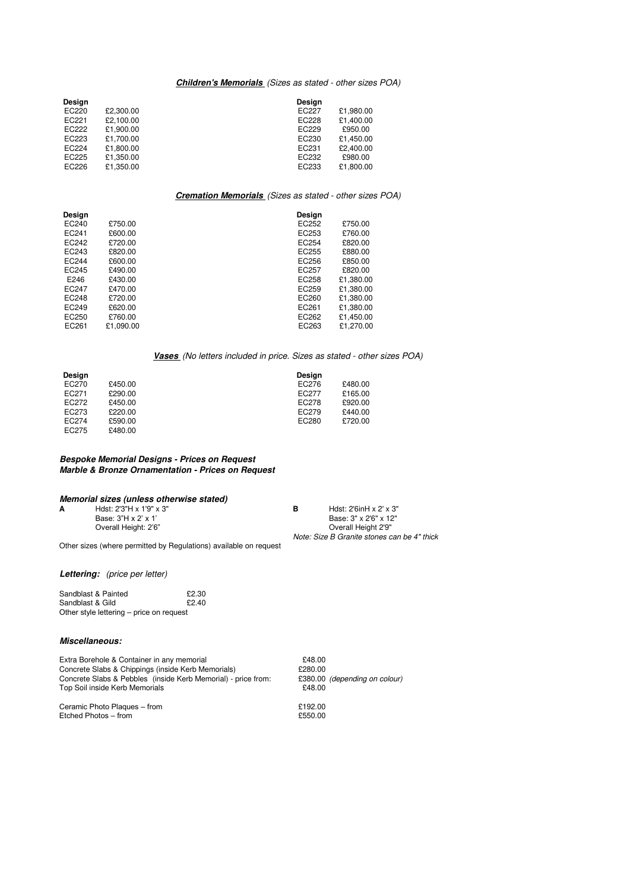***Children's Memorials*** *(Sizes as stated - other sizes POA)*

| Design | | Design | |
|---|---|---|---|
| EC220 | £2,300.00 | EC227 | £1,980.00 |
| EC221 | £2,100.00 | EC228 | £1,400.00 |
| EC222 | £1,900.00 | EC229 | £950.00 |
| EC223 | £1,700.00 | EC230 | £1,450.00 |
| EC224 | £1,800.00 | EC231 | £2,400.00 |
| EC225 | £1,350.00 | EC232 | £980.00 |
| EC226 | £1,350.00 | EC233 | £1,800.00 |

***Cremation Memorials*** *(Sizes as stated - other sizes POA)*

| Design | | Design | |
|---|---|---|---|
| EC240 | £750.00 | EC252 | £750.00 |
| EC241 | £600.00 | EC253 | £760.00 |
| EC242 | £720.00 | EC254 | £820.00 |
| EC243 | £820.00 | EC255 | £880.00 |
| EC244 | £600.00 | EC256 | £850.00 |
| EC245 | £490.00 | EC257 | £820.00 |
| E246 | £430.00 | EC258 | £1,380.00 |
| EC247 | £470.00 | EC259 | £1,380.00 |
| EC248 | £720.00 | EC260 | £1,380.00 |
| EC249 | £620.00 | EC261 | £1,380.00 |
| EC250 | £760.00 | EC262 | £1,450.00 |
| EC261 | £1,090.00 | EC263 | £1,270.00 |

***Vases*** *(No letters included in price. Sizes as stated - other sizes POA)*

| Design | | Design | |
|---|---|---|---|
| EC270 | £450.00 | EC276 | £480.00 |
| EC271 | £290.00 | EC277 | £165.00 |
| EC272 | £450.00 | EC278 | £920.00 |
| EC273 | £220.00 | EC279 | £440.00 |
| EC274 | £590.00 | EC280 | £720.00 |
| EC275 | £480.00 | | |

***Bespoke Memorial Designs - Prices on Request***
***Marble & Bronze Ornamentation - Prices on Request***

***Memorial sizes (unless otherwise stated)***

**A**
Hdst: 2'3"H x 1'9" x 3"
Base: 3"H x 2' x 1'
Overall Height: 2'6"

**B**
Hdst: 2'6inH x 2' x 3"
Base: 3" x 2'6" x 12"
Overall Height 2'9"
*Note: Size B Granite stones can be 4" thick*

Other sizes (where permitted by Regulations) available on request

***Lettering:*** *(price per letter)*

| | |
|---|---|
| Sandblast & Painted | £2.30 |
| Sandblast & Gild | £2.40 |

Other style lettering – price on request

***Miscellaneous:***

| | |
|---|---|
| Extra Borehole & Container in any memorial | £48.00 |
| Concrete Slabs & Chippings (inside Kerb Memorials) | £280.00 |
| Concrete Slabs & Pebbles (inside Kerb Memorial) - price from: | £380.00 *(depending on colour)* |
| Top Soil inside Kerb Memorials | £48.00 |
| Ceramic Photo Plaques – from | £192.00 |
| Etched Photos – from | £550.00 |